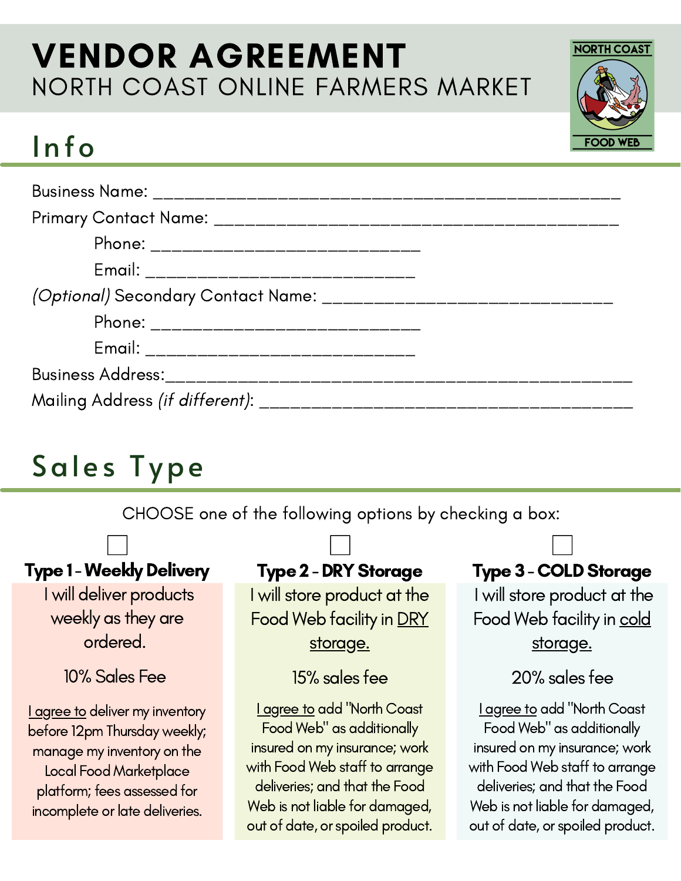# VENDOR AGREEMENT

NORTH COAST ONLINE FARMERS MARKET

## Info

Business Name: ____________________________________________

Primary Contact Name: ______________________________________

Phone: ____________________________

Email: ____________________________

*(Optional)* Secondary Contact Name: ______________________________

Phone: ____________________________

Email: ____________________________

Business Address: ____________________________________________

Mailing Address *(if different)*: ______________________________________

## Sales Type

CHOOSE one of the following options by checking a box:

| ☐ Type 1 - Weekly Delivery | ☐ Type 2 - DRY Storage | ☐ Type 3 - COLD Storage |
|---|---|---|
| I will deliver products weekly as they are ordered. | I will store product at the Food Web facility in DRY storage. | I will store product at the Food Web facility in cold storage. |
| 10% Sales Fee | 15% sales fee | 20% sales fee |
| I agree to deliver my inventory before 12pm Thursday weekly; manage my inventory on the Local Food Marketplace platform; fees assessed for incomplete or late deliveries. | I agree to add "North Coast Food Web" as additionally insured on my insurance; work with Food Web staff to arrange deliveries; and that the Food Web is not liable for damaged, out of date, or spoiled product. | I agree to add "North Coast Food Web" as additionally insured on my insurance; work with Food Web staff to arrange deliveries; and that the Food Web is not liable for damaged, out of date, or spoiled product. |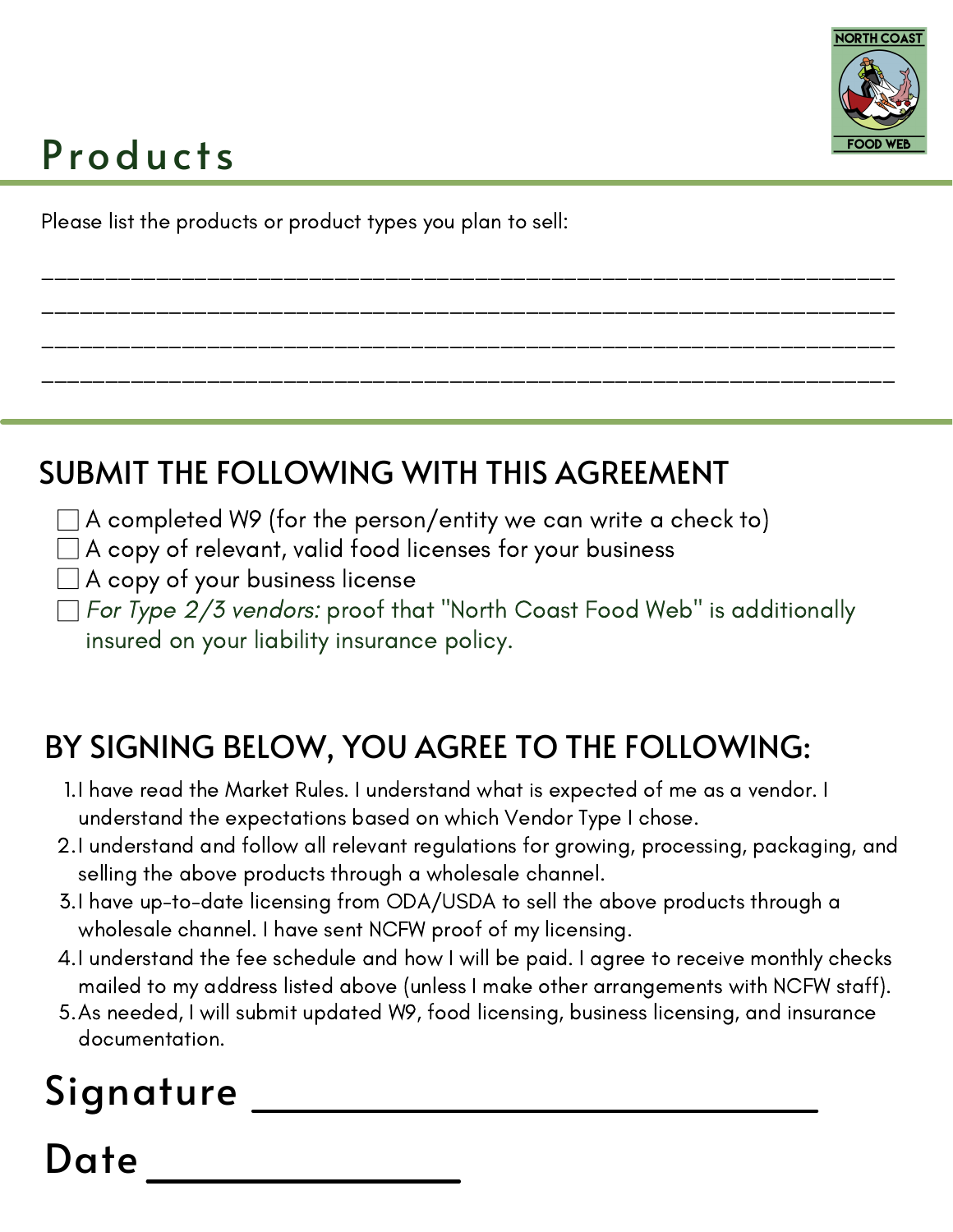# Products

Please list the products or product types you plan to sell:

\_\_\_\_\_\_\_\_\_\_\_\_\_\_\_\_\_\_\_\_\_\_\_\_\_\_\_\_\_\_\_\_\_\_\_\_\_\_\_\_\_\_\_\_\_\_\_\_\_\_\_\_\_\_\_\_\_\_\_\_

\_\_\_\_\_\_\_\_\_\_\_\_\_\_\_\_\_\_\_\_\_\_\_\_\_\_\_\_\_\_\_\_\_\_\_\_\_\_\_\_\_\_\_\_\_\_\_\_\_\_\_\_\_\_\_\_\_\_\_\_

\_\_\_\_\_\_\_\_\_\_\_\_\_\_\_\_\_\_\_\_\_\_\_\_\_\_\_\_\_\_\_\_\_\_\_\_\_\_\_\_\_\_\_\_\_\_\_\_\_\_\_\_\_\_\_\_\_\_\_\_

\_\_\_\_\_\_\_\_\_\_\_\_\_\_\_\_\_\_\_\_\_\_\_\_\_\_\_\_\_\_\_\_\_\_\_\_\_\_\_\_\_\_\_\_\_\_\_\_\_\_\_\_\_\_\_\_\_\_\_\_

## SUBMIT THE FOLLOWING WITH THIS AGREEMENT

- [ ] A completed W9 (for the person/entity we can write a check to)
- [ ] A copy of relevant, valid food licenses for your business
- [ ] A copy of your business license
- [ ] *For Type 2/3 vendors:* proof that "North Coast Food Web" is additionally insured on your liability insurance policy.

## BY SIGNING BELOW, YOU AGREE TO THE FOLLOWING:

1. I have read the Market Rules. I understand what is expected of me as a vendor. I understand the expectations based on which Vendor Type I chose.
2. I understand and follow all relevant regulations for growing, processing, packaging, and selling the above products through a wholesale channel.
3. I have up-to-date licensing from ODA/USDA to sell the above products through a wholesale channel. I have sent NCFW proof of my licensing.
4. I understand the fee schedule and how I will be paid. I agree to receive monthly checks mailed to my address listed above (unless I make other arrangements with NCFW staff).
5. As needed, I will submit updated W9, food licensing, business licensing, and insurance documentation.

Signature \_\_\_\_\_\_\_\_\_\_\_\_\_\_\_\_\_\_\_\_\_\_\_\_\_\_\_\_\_\_

Date \_\_\_\_\_\_\_\_\_\_\_\_\_\_\_\_\_